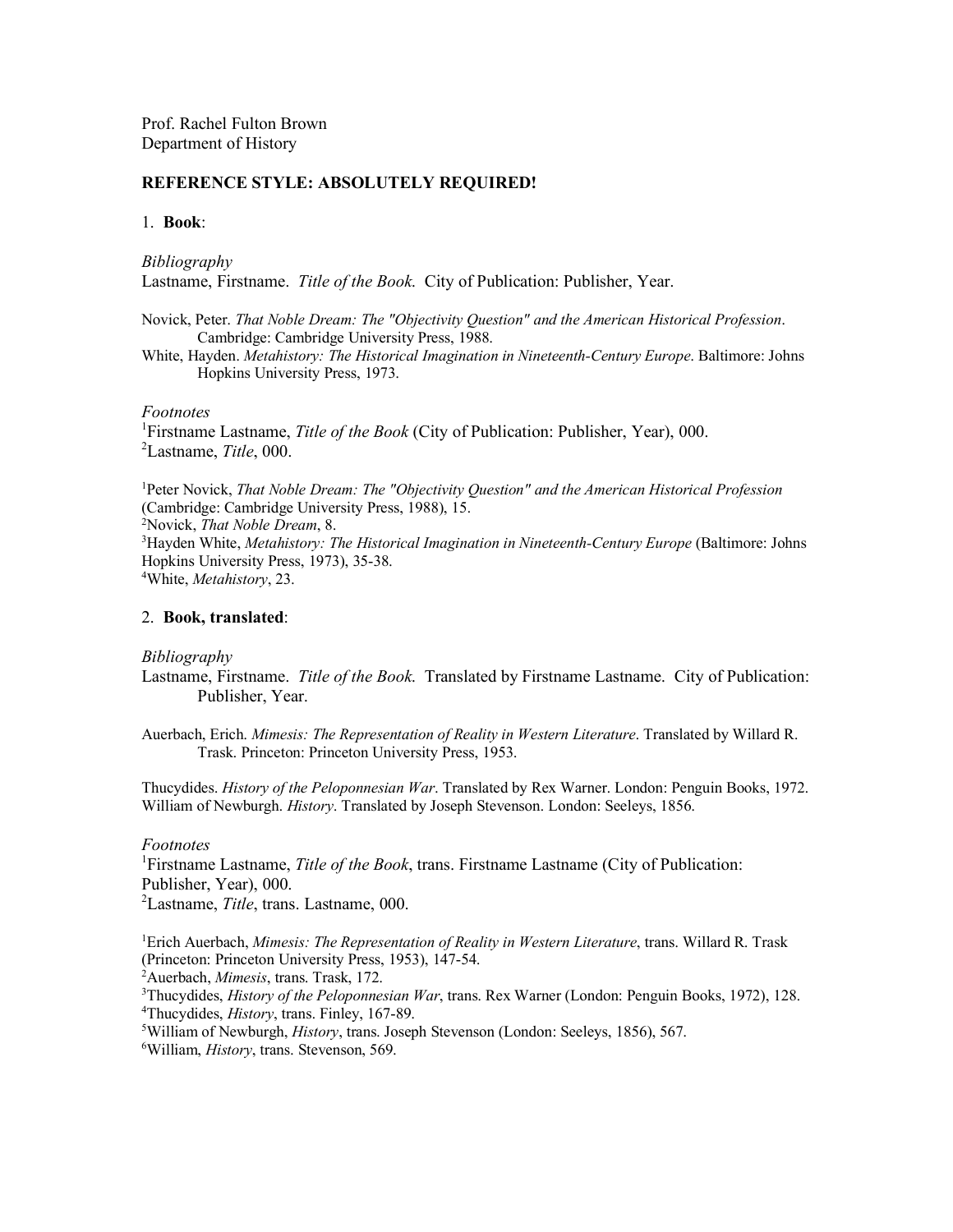Prof. Rachel Fulton Brown
Department of History

**REFERENCE STYLE: ABSOLUTELY REQUIRED!**

1. **Book**:

*Bibliography*

Lastname, Firstname. *Title of the Book.* City of Publication: Publisher, Year.

Novick, Peter. *That Noble Dream: The "Objectivity Question" and the American Historical Profession*. Cambridge: Cambridge University Press, 1988.

White, Hayden. *Metahistory: The Historical Imagination in Nineteenth-Century Europe*. Baltimore: Johns Hopkins University Press, 1973.

*Footnotes*

[1]Firstname Lastname, *Title of the Book* (City of Publication: Publisher, Year), 000.
[2]Lastname, *Title*, 000.

[1]Peter Novick, *That Noble Dream: The "Objectivity Question" and the American Historical Profession* (Cambridge: Cambridge University Press, 1988), 15.
[2]Novick, *That Noble Dream*, 8.
[3]Hayden White, *Metahistory: The Historical Imagination in Nineteenth-Century Europe* (Baltimore: Johns Hopkins University Press, 1973), 35-38.
[4]White, *Metahistory*, 23.

2. **Book, translated**:

*Bibliography*

Lastname, Firstname. *Title of the Book.* Translated by Firstname Lastname. City of Publication: Publisher, Year.

Auerbach, Erich. *Mimesis: The Representation of Reality in Western Literature*. Translated by Willard R. Trask. Princeton: Princeton University Press, 1953.

Thucydides. *History of the Peloponnesian War*. Translated by Rex Warner. London: Penguin Books, 1972.
William of Newburgh. *History*. Translated by Joseph Stevenson. London: Seeleys, 1856.

*Footnotes*

[1]Firstname Lastname, *Title of the Book*, trans. Firstname Lastname (City of Publication: Publisher, Year), 000.
[2]Lastname, *Title*, trans. Lastname, 000.

[1]Erich Auerbach, *Mimesis: The Representation of Reality in Western Literature*, trans. Willard R. Trask (Princeton: Princeton University Press, 1953), 147-54.
[2]Auerbach, *Mimesis*, trans. Trask, 172.
[3]Thucydides, *History of the Peloponnesian War*, trans. Rex Warner (London: Penguin Books, 1972), 128.
[4]Thucydides, *History*, trans. Finley, 167-89.
[5]William of Newburgh, *History*, trans. Joseph Stevenson (London: Seeleys, 1856), 567.
[6]William, *History*, trans. Stevenson, 569.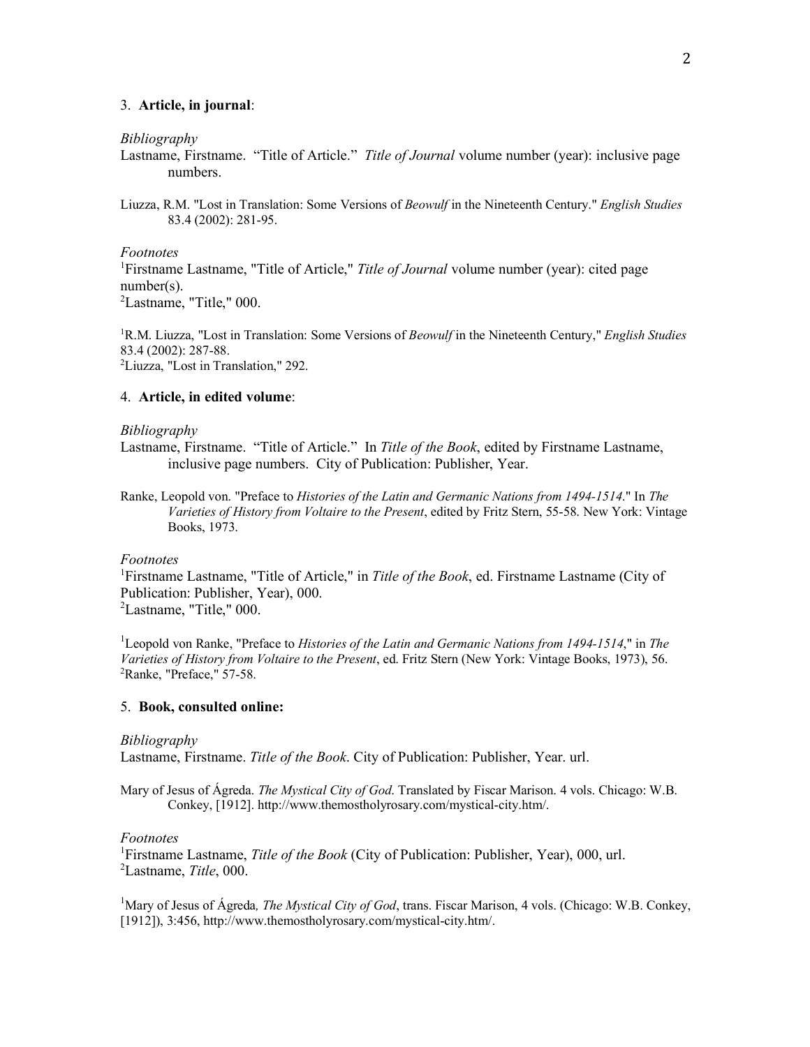3. **Article, in journal**:

*Bibliography*

Lastname, Firstname. "Title of Article." *Title of Journal* volume number (year): inclusive page numbers.

Liuzza, R.M. "Lost in Translation: Some Versions of *Beowulf* in the Nineteenth Century." *English Studies* 83.4 (2002): 281-95.

*Footnotes*

[1]Firstname Lastname, "Title of Article," *Title of Journal* volume number (year): cited page number(s).
[2]Lastname, "Title," 000.

[1]R.M. Liuzza, "Lost in Translation: Some Versions of *Beowulf* in the Nineteenth Century," *English Studies* 83.4 (2002): 287-88.
[2]Liuzza, "Lost in Translation," 292.

4. **Article, in edited volume**:

*Bibliography*

Lastname, Firstname. "Title of Article." In *Title of the Book*, edited by Firstname Lastname, inclusive page numbers. City of Publication: Publisher, Year.

Ranke, Leopold von. "Preface to *Histories of the Latin and Germanic Nations from 1494-1514*." In *The Varieties of History from Voltaire to the Present*, edited by Fritz Stern, 55-58. New York: Vintage Books, 1973.

*Footnotes*

[1]Firstname Lastname, "Title of Article," in *Title of the Book*, ed. Firstname Lastname (City of Publication: Publisher, Year), 000.
[2]Lastname, "Title," 000.

[1]Leopold von Ranke, "Preface to *Histories of the Latin and Germanic Nations from 1494-1514*," in *The Varieties of History from Voltaire to the Present*, ed. Fritz Stern (New York: Vintage Books, 1973), 56.
[2]Ranke, "Preface," 57-58.

5. **Book, consulted online:**

*Bibliography*

Lastname, Firstname. *Title of the Book*. City of Publication: Publisher, Year. url.

Mary of Jesus of Ágreda. *The Mystical City of God*. Translated by Fiscar Marison. 4 vols. Chicago: W.B. Conkey, [1912]. http://www.themostholyrosary.com/mystical-city.htm/.

*Footnotes*

[1]Firstname Lastname, *Title of the Book* (City of Publication: Publisher, Year), 000, url.
[2]Lastname, *Title*, 000.

[1]Mary of Jesus of Ágreda, *The Mystical City of God*, trans. Fiscar Marison, 4 vols. (Chicago: W.B. Conkey, [1912]), 3:456, http://www.themostholyrosary.com/mystical-city.htm/.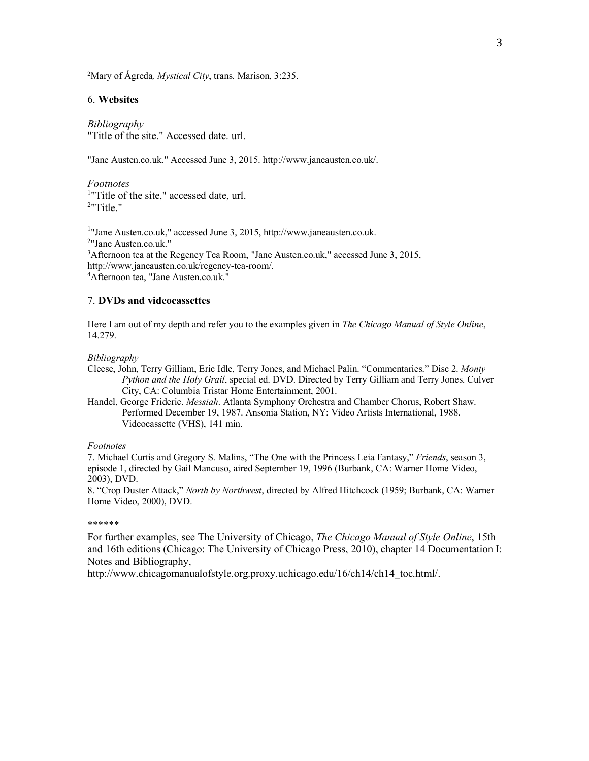[2]Mary of Ágreda*, Mystical City*, trans. Marison, 3:235.

6. **Websites**

*Bibliography*
"Title of the site." Accessed date. url.

"Jane Austen.co.uk." Accessed June 3, 2015. http://www.janeausten.co.uk/.

*Footnotes*
[1]"Title of the site," accessed date, url.
[2]"Title."

[1]"Jane Austen.co.uk," accessed June 3, 2015, http://www.janeausten.co.uk.
[2]"Jane Austen.co.uk."
[3]Afternoon tea at the Regency Tea Room, "Jane Austen.co.uk," accessed June 3, 2015, http://www.janeausten.co.uk/regency-tea-room/.
[4]Afternoon tea, "Jane Austen.co.uk."

7. **DVDs and videocassettes**

Here I am out of my depth and refer you to the examples given in *The Chicago Manual of Style Online*, 14.279.

*Bibliography*

Cleese, John, Terry Gilliam, Eric Idle, Terry Jones, and Michael Palin. "Commentaries." Disc 2. *Monty Python and the Holy Grail*, special ed. DVD. Directed by Terry Gilliam and Terry Jones. Culver City, CA: Columbia Tristar Home Entertainment, 2001.

Handel, George Frideric. *Messiah*. Atlanta Symphony Orchestra and Chamber Chorus, Robert Shaw. Performed December 19, 1987. Ansonia Station, NY: Video Artists International, 1988. Videocassette (VHS), 141 min.

*Footnotes*

7. Michael Curtis and Gregory S. Malins, "The One with the Princess Leia Fantasy," *Friends*, season 3, episode 1, directed by Gail Mancuso, aired September 19, 1996 (Burbank, CA: Warner Home Video, 2003), DVD.
8. "Crop Duster Attack," *North by Northwest*, directed by Alfred Hitchcock (1959; Burbank, CA: Warner Home Video, 2000), DVD.

******

For further examples, see The University of Chicago, *The Chicago Manual of Style Online*, 15th and 16th editions (Chicago: The University of Chicago Press, 2010), chapter 14 Documentation I: Notes and Bibliography, http://www.chicagomanualofstyle.org.proxy.uchicago.edu/16/ch14/ch14_toc.html/.